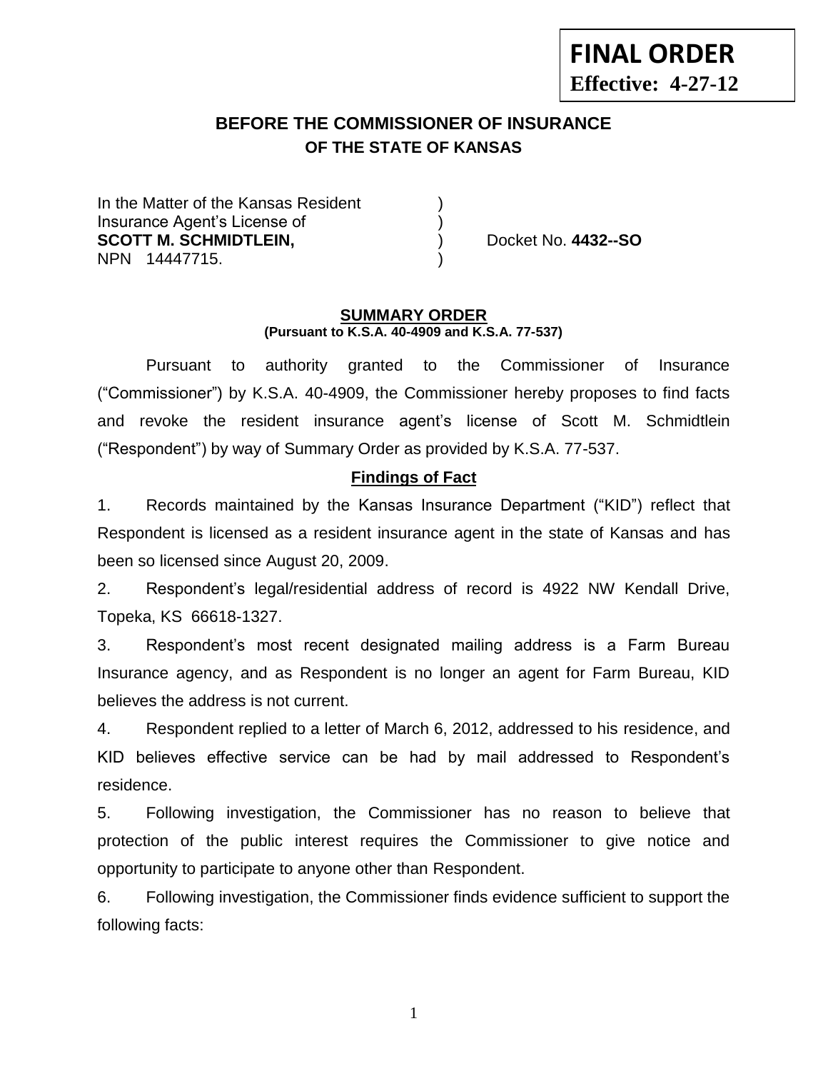**FINAL ORDER**
**Effective: 4-27-12**

## BEFORE THE COMMISSIONER OF INSURANCE
### OF THE STATE OF KANSAS

In the Matter of the Kansas Resident )
Insurance Agent's License of )
**SCOTT M. SCHMIDTLEIN,** ) Docket No. **4432--SO**
NPN 14447715. )

### SUMMARY ORDER
**(Pursuant to K.S.A. 40-4909 and K.S.A. 77-537)**

Pursuant to authority granted to the Commissioner of Insurance ("Commissioner") by K.S.A. 40-4909, the Commissioner hereby proposes to find facts and revoke the resident insurance agent's license of Scott M. Schmidtlein ("Respondent") by way of Summary Order as provided by K.S.A. 77-537.

### Findings of Fact

1. Records maintained by the Kansas Insurance Department ("KID") reflect that Respondent is licensed as a resident insurance agent in the state of Kansas and has been so licensed since August 20, 2009.

2. Respondent's legal/residential address of record is 4922 NW Kendall Drive, Topeka, KS 66618-1327.

3. Respondent's most recent designated mailing address is a Farm Bureau Insurance agency, and as Respondent is no longer an agent for Farm Bureau, KID believes the address is not current.

4. Respondent replied to a letter of March 6, 2012, addressed to his residence, and KID believes effective service can be had by mail addressed to Respondent's residence.

5. Following investigation, the Commissioner has no reason to believe that protection of the public interest requires the Commissioner to give notice and opportunity to participate to anyone other than Respondent.

6. Following investigation, the Commissioner finds evidence sufficient to support the following facts: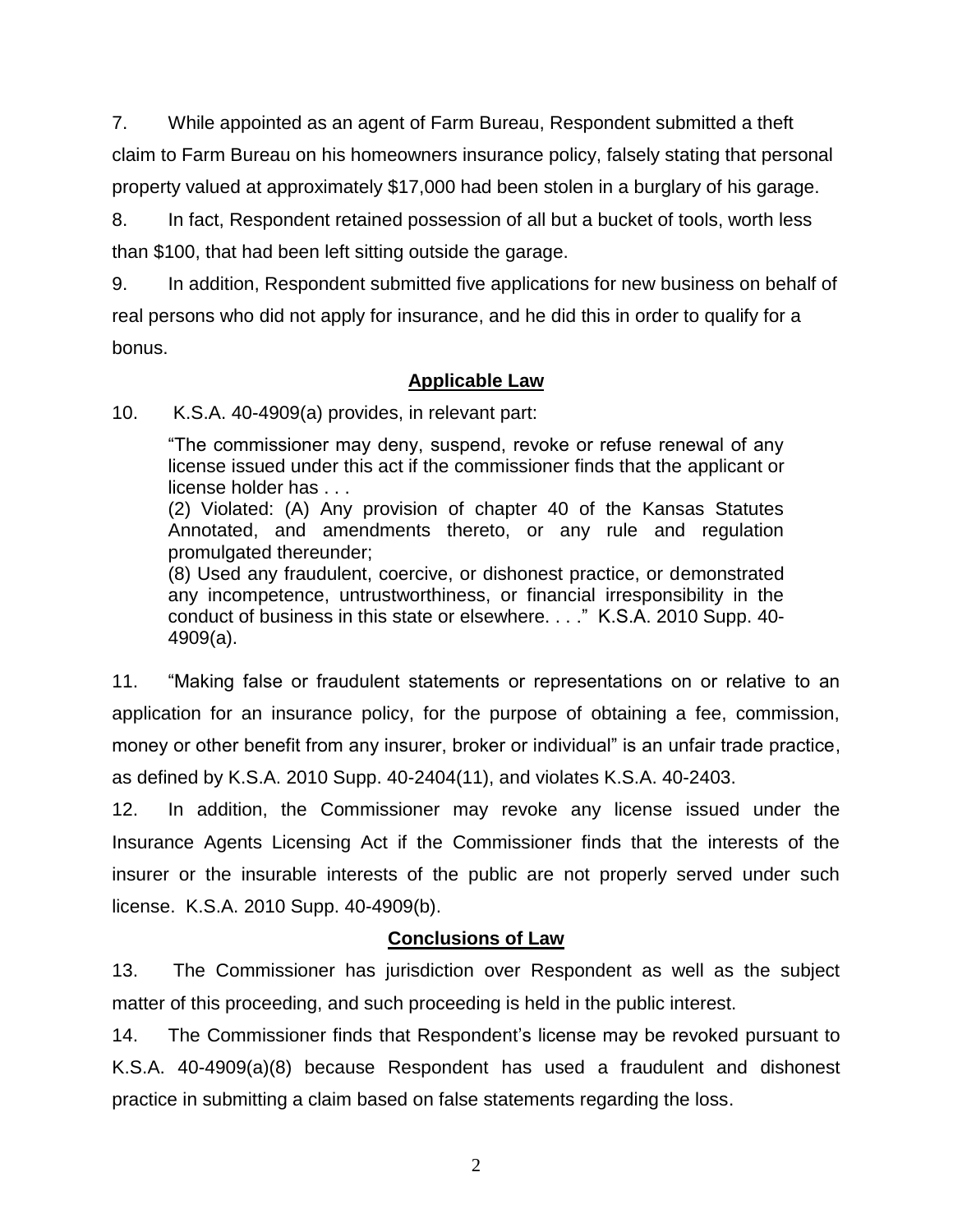7. While appointed as an agent of Farm Bureau, Respondent submitted a theft claim to Farm Bureau on his homeowners insurance policy, falsely stating that personal property valued at approximately $17,000 had been stolen in a burglary of his garage.

8. In fact, Respondent retained possession of all but a bucket of tools, worth less than $100, that had been left sitting outside the garage.

9. In addition, Respondent submitted five applications for new business on behalf of real persons who did not apply for insurance, and he did this in order to qualify for a bonus.

## Applicable Law

10. K.S.A. 40-4909(a) provides, in relevant part:

> "The commissioner may deny, suspend, revoke or refuse renewal of any license issued under this act if the commissioner finds that the applicant or license holder has . . .
> (2) Violated: (A) Any provision of chapter 40 of the Kansas Statutes Annotated, and amendments thereto, or any rule and regulation promulgated thereunder;
> (8) Used any fraudulent, coercive, or dishonest practice, or demonstrated any incompetence, untrustworthiness, or financial irresponsibility in the conduct of business in this state or elsewhere. . . ." K.S.A. 2010 Supp. 40-4909(a).

11. "Making false or fraudulent statements or representations on or relative to an application for an insurance policy, for the purpose of obtaining a fee, commission, money or other benefit from any insurer, broker or individual" is an unfair trade practice, as defined by K.S.A. 2010 Supp. 40-2404(11), and violates K.S.A. 40-2403.

12. In addition, the Commissioner may revoke any license issued under the Insurance Agents Licensing Act if the Commissioner finds that the interests of the insurer or the insurable interests of the public are not properly served under such license. K.S.A. 2010 Supp. 40-4909(b).

## Conclusions of Law

13. The Commissioner has jurisdiction over Respondent as well as the subject matter of this proceeding, and such proceeding is held in the public interest.

14. The Commissioner finds that Respondent's license may be revoked pursuant to K.S.A. 40-4909(a)(8) because Respondent has used a fraudulent and dishonest practice in submitting a claim based on false statements regarding the loss.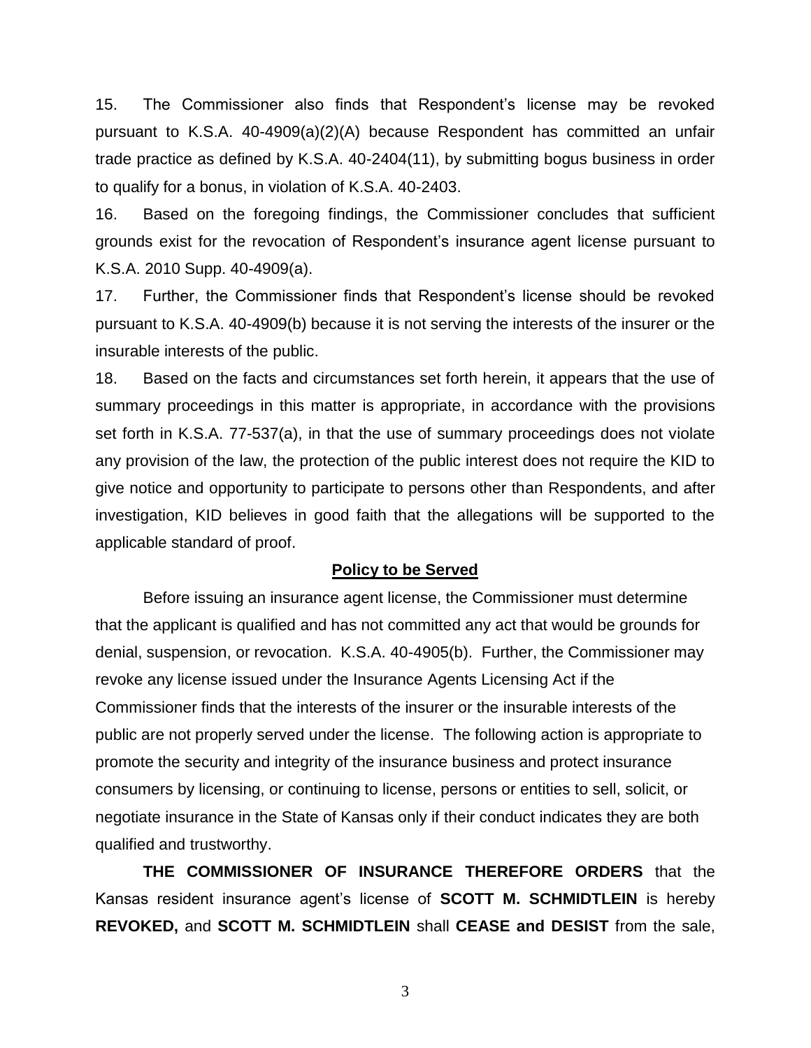15. The Commissioner also finds that Respondent's license may be revoked pursuant to K.S.A. 40-4909(a)(2)(A) because Respondent has committed an unfair trade practice as defined by K.S.A. 40-2404(11), by submitting bogus business in order to qualify for a bonus, in violation of K.S.A. 40-2403.

16. Based on the foregoing findings, the Commissioner concludes that sufficient grounds exist for the revocation of Respondent's insurance agent license pursuant to K.S.A. 2010 Supp. 40-4909(a).

17. Further, the Commissioner finds that Respondent's license should be revoked pursuant to K.S.A. 40-4909(b) because it is not serving the interests of the insurer or the insurable interests of the public.

18. Based on the facts and circumstances set forth herein, it appears that the use of summary proceedings in this matter is appropriate, in accordance with the provisions set forth in K.S.A. 77-537(a), in that the use of summary proceedings does not violate any provision of the law, the protection of the public interest does not require the KID to give notice and opportunity to participate to persons other than Respondents, and after investigation, KID believes in good faith that the allegations will be supported to the applicable standard of proof.

## Policy to be Served

Before issuing an insurance agent license, the Commissioner must determine that the applicant is qualified and has not committed any act that would be grounds for denial, suspension, or revocation. K.S.A. 40-4905(b). Further, the Commissioner may revoke any license issued under the Insurance Agents Licensing Act if the Commissioner finds that the interests of the insurer or the insurable interests of the public are not properly served under the license. The following action is appropriate to promote the security and integrity of the insurance business and protect insurance consumers by licensing, or continuing to license, persons or entities to sell, solicit, or negotiate insurance in the State of Kansas only if their conduct indicates they are both qualified and trustworthy.

**THE COMMISSIONER OF INSURANCE THEREFORE ORDERS** that the Kansas resident insurance agent's license of **SCOTT M. SCHMIDTLEIN** is hereby **REVOKED,** and **SCOTT M. SCHMIDTLEIN** shall **CEASE and DESIST** from the sale,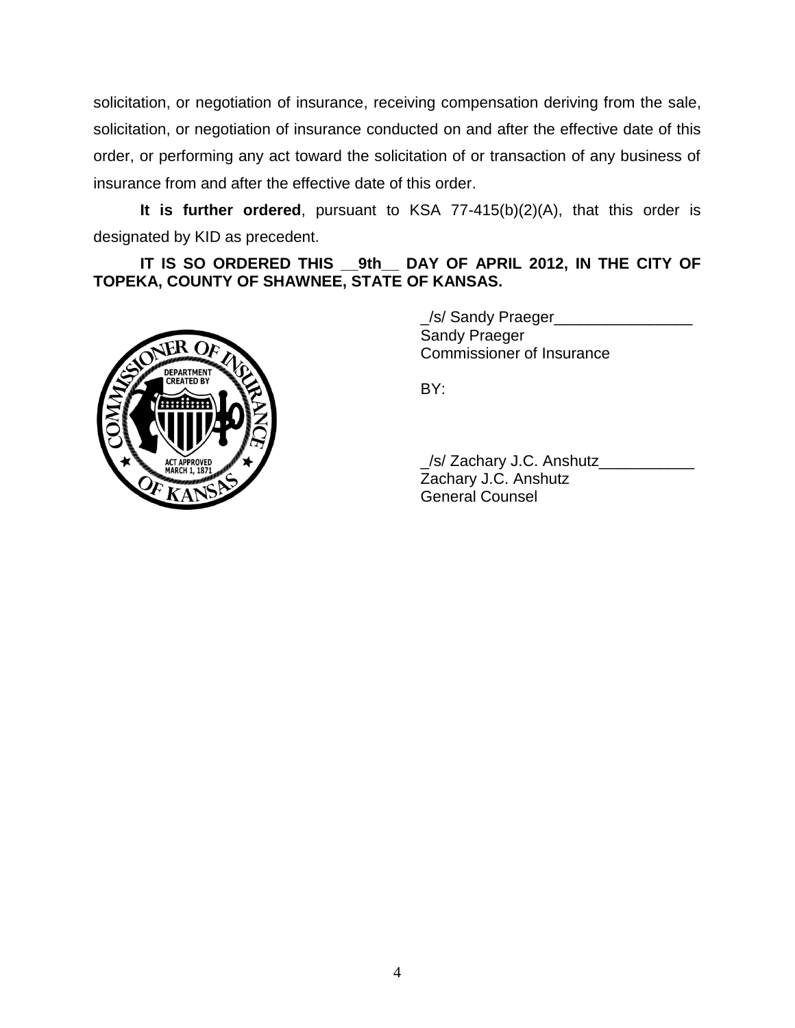solicitation, or negotiation of insurance, receiving compensation deriving from the sale, solicitation, or negotiation of insurance conducted on and after the effective date of this order, or performing any act toward the solicitation of or transaction of any business of insurance from and after the effective date of this order.

**It is further ordered**, pursuant to KSA 77-415(b)(2)(A), that this order is designated by KID as precedent.

**IT IS SO ORDERED THIS __9th__ DAY OF APRIL 2012, IN THE CITY OF TOPEKA, COUNTY OF SHAWNEE, STATE OF KANSAS.**

_/s/ Sandy Praeger________________
Sandy Praeger
Commissioner of Insurance

BY:

_/s/ Zachary J.C. Anshutz___________
Zachary J.C. Anshutz
General Counsel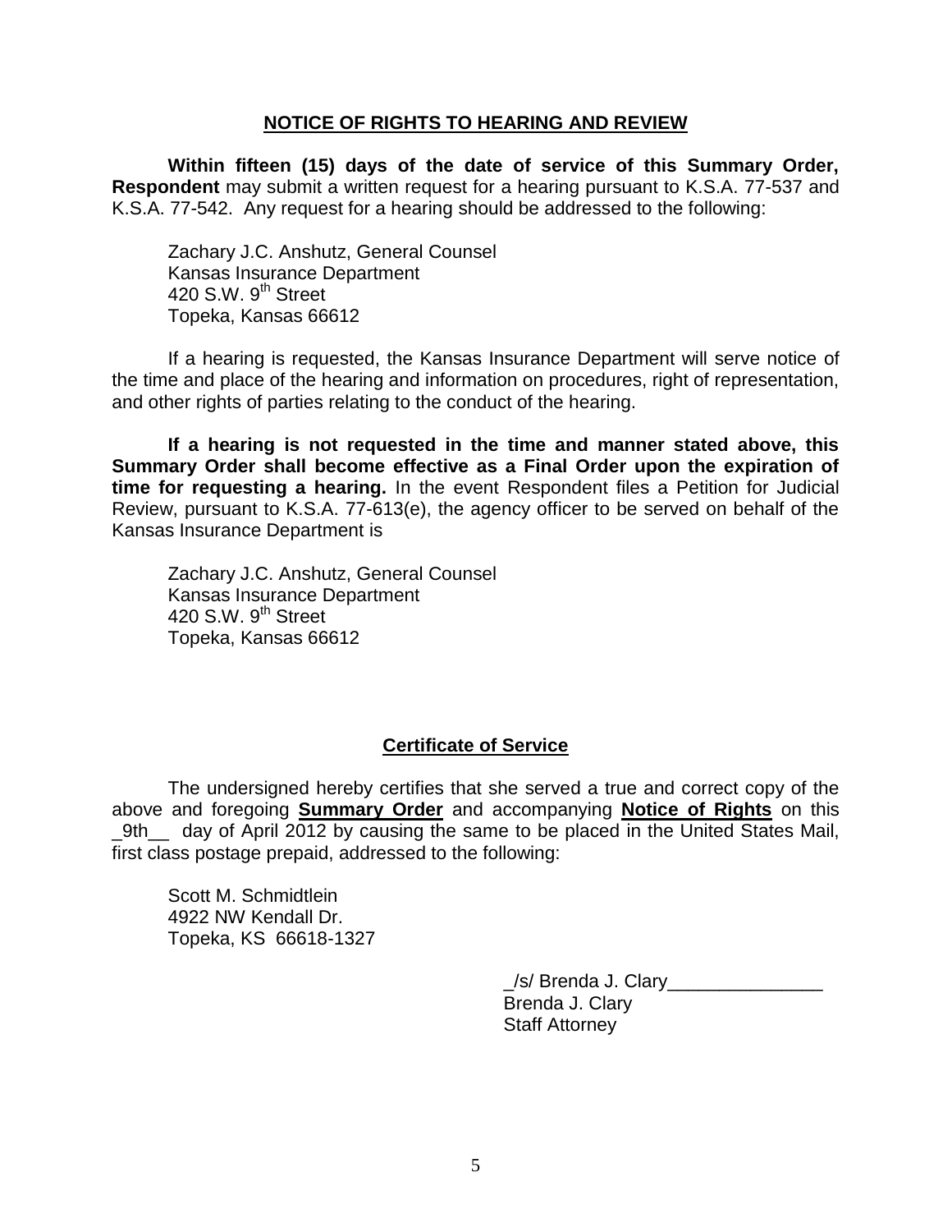## NOTICE OF RIGHTS TO HEARING AND REVIEW

**Within fifteen (15) days of the date of service of this Summary Order, Respondent** may submit a written request for a hearing pursuant to K.S.A. 77-537 and K.S.A. 77-542. Any request for a hearing should be addressed to the following:

Zachary J.C. Anshutz, General Counsel  
Kansas Insurance Department  
420 S.W. 9th Street  
Topeka, Kansas 66612

If a hearing is requested, the Kansas Insurance Department will serve notice of the time and place of the hearing and information on procedures, right of representation, and other rights of parties relating to the conduct of the hearing.

**If a hearing is not requested in the time and manner stated above, this Summary Order shall become effective as a Final Order upon the expiration of time for requesting a hearing.** In the event Respondent files a Petition for Judicial Review, pursuant to K.S.A. 77-613(e), the agency officer to be served on behalf of the Kansas Insurance Department is

Zachary J.C. Anshutz, General Counsel  
Kansas Insurance Department  
420 S.W. 9th Street  
Topeka, Kansas 66612

## Certificate of Service

The undersigned hereby certifies that she served a true and correct copy of the above and foregoing **Summary Order** and accompanying **Notice of Rights** on this _9th__ day of April 2012 by causing the same to be placed in the United States Mail, first class postage prepaid, addressed to the following:

Scott M. Schmidtlein  
4922 NW Kendall Dr.  
Topeka, KS 66618-1327

_/s/ Brenda J. Clary_______________  
Brenda J. Clary  
Staff Attorney